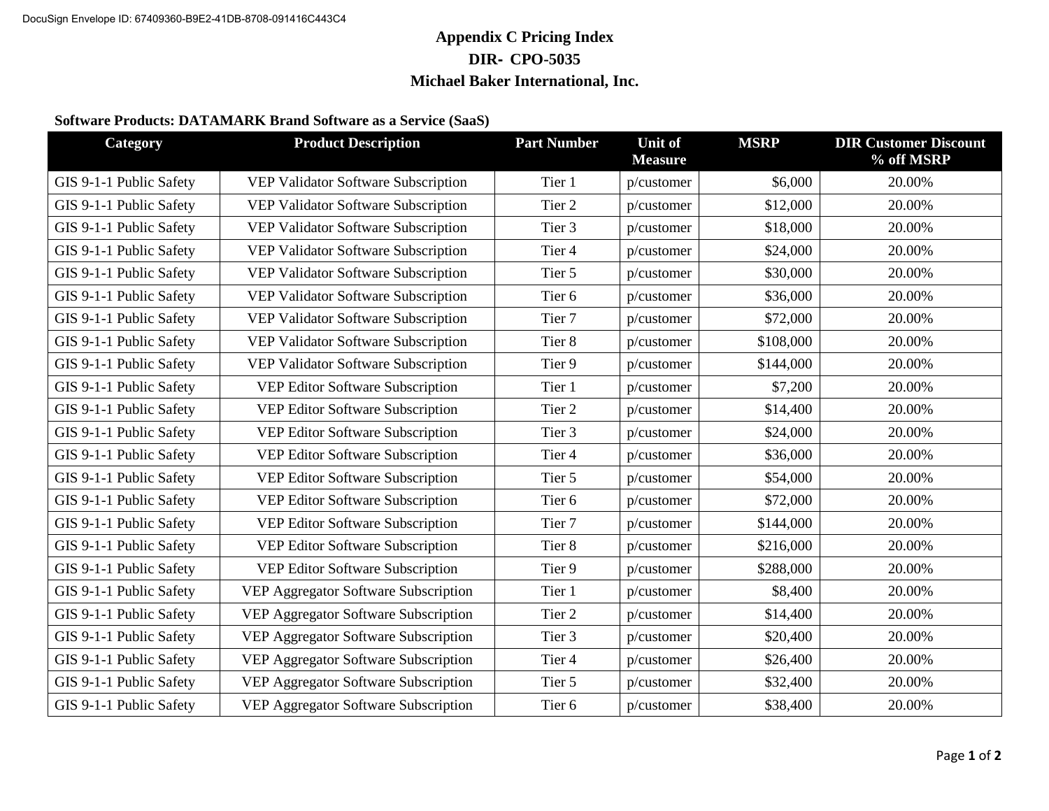# Appendix C Pricing Index
# DIR- CPO-5035
# Michael Baker International, Inc.

**Software Products: DATAMARK Brand Software as a Service (SaaS)**

| Category | Product Description | Part Number | Unit of Measure | MSRP | DIR Customer Discount % off MSRP |
|---|---|---|---|---|---|
| GIS 9-1-1 Public Safety | VEP Validator Software Subscription | Tier 1 | p/customer | $6,000 | 20.00% |
| GIS 9-1-1 Public Safety | VEP Validator Software Subscription | Tier 2 | p/customer | $12,000 | 20.00% |
| GIS 9-1-1 Public Safety | VEP Validator Software Subscription | Tier 3 | p/customer | $18,000 | 20.00% |
| GIS 9-1-1 Public Safety | VEP Validator Software Subscription | Tier 4 | p/customer | $24,000 | 20.00% |
| GIS 9-1-1 Public Safety | VEP Validator Software Subscription | Tier 5 | p/customer | $30,000 | 20.00% |
| GIS 9-1-1 Public Safety | VEP Validator Software Subscription | Tier 6 | p/customer | $36,000 | 20.00% |
| GIS 9-1-1 Public Safety | VEP Validator Software Subscription | Tier 7 | p/customer | $72,000 | 20.00% |
| GIS 9-1-1 Public Safety | VEP Validator Software Subscription | Tier 8 | p/customer | $108,000 | 20.00% |
| GIS 9-1-1 Public Safety | VEP Validator Software Subscription | Tier 9 | p/customer | $144,000 | 20.00% |
| GIS 9-1-1 Public Safety | VEP Editor Software Subscription | Tier 1 | p/customer | $7,200 | 20.00% |
| GIS 9-1-1 Public Safety | VEP Editor Software Subscription | Tier 2 | p/customer | $14,400 | 20.00% |
| GIS 9-1-1 Public Safety | VEP Editor Software Subscription | Tier 3 | p/customer | $24,000 | 20.00% |
| GIS 9-1-1 Public Safety | VEP Editor Software Subscription | Tier 4 | p/customer | $36,000 | 20.00% |
| GIS 9-1-1 Public Safety | VEP Editor Software Subscription | Tier 5 | p/customer | $54,000 | 20.00% |
| GIS 9-1-1 Public Safety | VEP Editor Software Subscription | Tier 6 | p/customer | $72,000 | 20.00% |
| GIS 9-1-1 Public Safety | VEP Editor Software Subscription | Tier 7 | p/customer | $144,000 | 20.00% |
| GIS 9-1-1 Public Safety | VEP Editor Software Subscription | Tier 8 | p/customer | $216,000 | 20.00% |
| GIS 9-1-1 Public Safety | VEP Editor Software Subscription | Tier 9 | p/customer | $288,000 | 20.00% |
| GIS 9-1-1 Public Safety | VEP Aggregator Software Subscription | Tier 1 | p/customer | $8,400 | 20.00% |
| GIS 9-1-1 Public Safety | VEP Aggregator Software Subscription | Tier 2 | p/customer | $14,400 | 20.00% |
| GIS 9-1-1 Public Safety | VEP Aggregator Software Subscription | Tier 3 | p/customer | $20,400 | 20.00% |
| GIS 9-1-1 Public Safety | VEP Aggregator Software Subscription | Tier 4 | p/customer | $26,400 | 20.00% |
| GIS 9-1-1 Public Safety | VEP Aggregator Software Subscription | Tier 5 | p/customer | $32,400 | 20.00% |
| GIS 9-1-1 Public Safety | VEP Aggregator Software Subscription | Tier 6 | p/customer | $38,400 | 20.00% |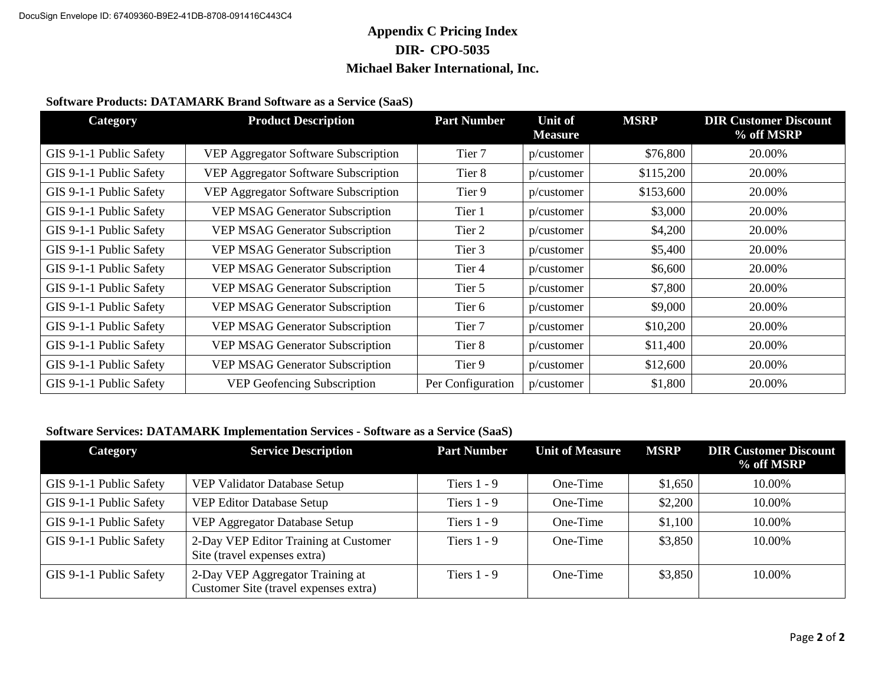# Appendix C Pricing Index
## DIR- CPO-5035
## Michael Baker International, Inc.

**Software Products: DATAMARK Brand Software as a Service (SaaS)**

| Category | Product Description | Part Number | Unit of Measure | MSRP | DIR Customer Discount % off MSRP |
|---|---|---|---|---|---|
| GIS 9-1-1 Public Safety | VEP Aggregator Software Subscription | Tier 7 | p/customer | $76,800 | 20.00% |
| GIS 9-1-1 Public Safety | VEP Aggregator Software Subscription | Tier 8 | p/customer | $115,200 | 20.00% |
| GIS 9-1-1 Public Safety | VEP Aggregator Software Subscription | Tier 9 | p/customer | $153,600 | 20.00% |
| GIS 9-1-1 Public Safety | VEP MSAG Generator Subscription | Tier 1 | p/customer | $3,000 | 20.00% |
| GIS 9-1-1 Public Safety | VEP MSAG Generator Subscription | Tier 2 | p/customer | $4,200 | 20.00% |
| GIS 9-1-1 Public Safety | VEP MSAG Generator Subscription | Tier 3 | p/customer | $5,400 | 20.00% |
| GIS 9-1-1 Public Safety | VEP MSAG Generator Subscription | Tier 4 | p/customer | $6,600 | 20.00% |
| GIS 9-1-1 Public Safety | VEP MSAG Generator Subscription | Tier 5 | p/customer | $7,800 | 20.00% |
| GIS 9-1-1 Public Safety | VEP MSAG Generator Subscription | Tier 6 | p/customer | $9,000 | 20.00% |
| GIS 9-1-1 Public Safety | VEP MSAG Generator Subscription | Tier 7 | p/customer | $10,200 | 20.00% |
| GIS 9-1-1 Public Safety | VEP MSAG Generator Subscription | Tier 8 | p/customer | $11,400 | 20.00% |
| GIS 9-1-1 Public Safety | VEP MSAG Generator Subscription | Tier 9 | p/customer | $12,600 | 20.00% |
| GIS 9-1-1 Public Safety | VEP Geofencing Subscription | Per Configuration | p/customer | $1,800 | 20.00% |

**Software Services: DATAMARK Implementation Services - Software as a Service (SaaS)**

| Category | Service Description | Part Number | Unit of Measure | MSRP | DIR Customer Discount % off MSRP |
|---|---|---|---|---|---|
| GIS 9-1-1 Public Safety | VEP Validator Database Setup | Tiers 1 - 9 | One-Time | $1,650 | 10.00% |
| GIS 9-1-1 Public Safety | VEP Editor Database Setup | Tiers 1 - 9 | One-Time | $2,200 | 10.00% |
| GIS 9-1-1 Public Safety | VEP Aggregator Database Setup | Tiers 1 - 9 | One-Time | $1,100 | 10.00% |
| GIS 9-1-1 Public Safety | 2-Day VEP Editor Training at Customer Site (travel expenses extra) | Tiers 1 - 9 | One-Time | $3,850 | 10.00% |
| GIS 9-1-1 Public Safety | 2-Day VEP Aggregator Training at Customer Site (travel expenses extra) | Tiers 1 - 9 | One-Time | $3,850 | 10.00% |